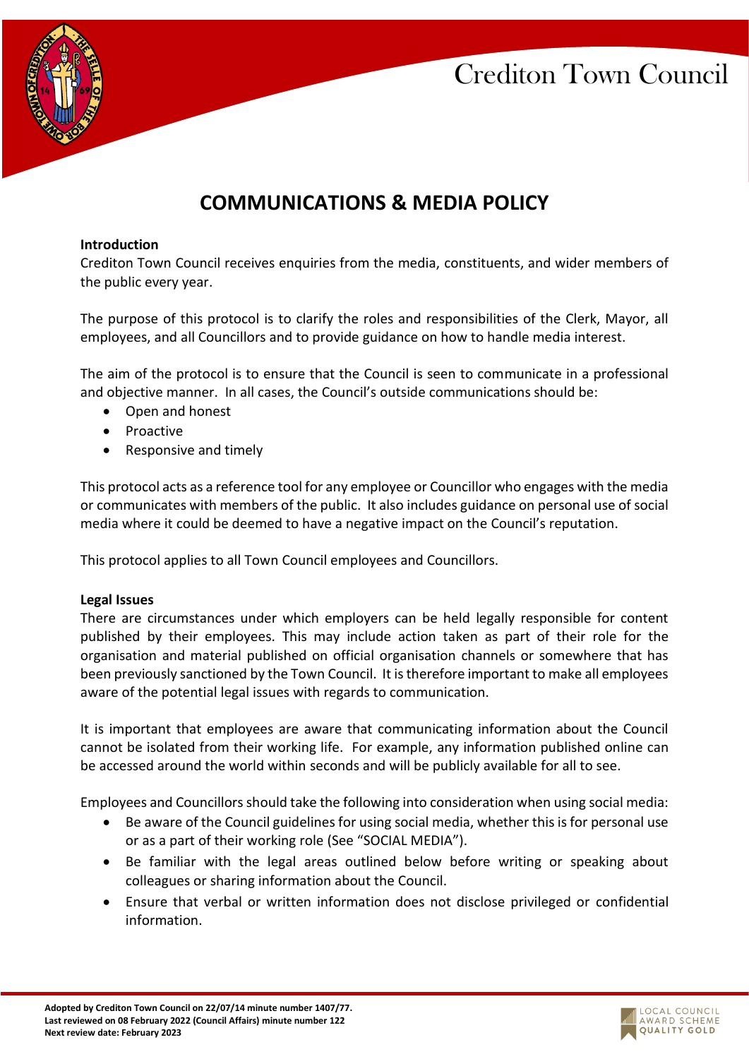# COMMUNICATIONS & MEDIA POLICY

**Introduction**

Crediton Town Council receives enquiries from the media, constituents, and wider members of the public every year.

The purpose of this protocol is to clarify the roles and responsibilities of the Clerk, Mayor, all employees, and all Councillors and to provide guidance on how to handle media interest.

The aim of the protocol is to ensure that the Council is seen to communicate in a professional and objective manner. In all cases, the Council's outside communications should be:

- Open and honest
- Proactive
- Responsive and timely

This protocol acts as a reference tool for any employee or Councillor who engages with the media or communicates with members of the public. It also includes guidance on personal use of social media where it could be deemed to have a negative impact on the Council's reputation.

This protocol applies to all Town Council employees and Councillors.

**Legal Issues**

There are circumstances under which employers can be held legally responsible for content published by their employees. This may include action taken as part of their role for the organisation and material published on official organisation channels or somewhere that has been previously sanctioned by the Town Council. It is therefore important to make all employees aware of the potential legal issues with regards to communication.

It is important that employees are aware that communicating information about the Council cannot be isolated from their working life. For example, any information published online can be accessed around the world within seconds and will be publicly available for all to see.

Employees and Councillors should take the following into consideration when using social media:

- Be aware of the Council guidelines for using social media, whether this is for personal use or as a part of their working role (See "SOCIAL MEDIA").
- Be familiar with the legal areas outlined below before writing or speaking about colleagues or sharing information about the Council.
- Ensure that verbal or written information does not disclose privileged or confidential information.

**Adopted by Crediton Town Council on 22/07/14 minute number 1407/77.**
**Last reviewed on 08 February 2022 (Council Affairs) minute number 122**
**Next review date: February 2023**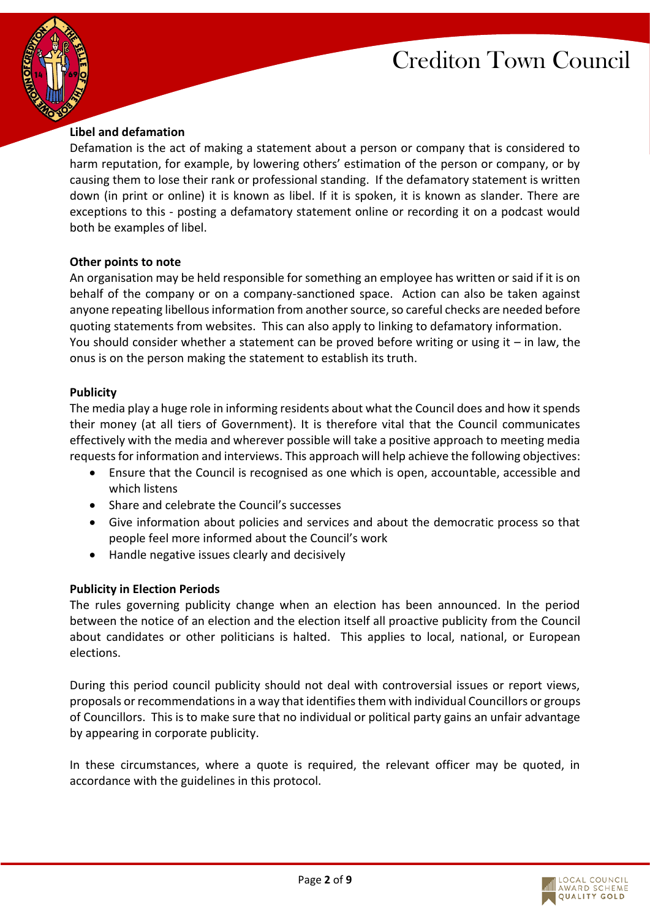**Libel and defamation**

Defamation is the act of making a statement about a person or company that is considered to harm reputation, for example, by lowering others' estimation of the person or company, or by causing them to lose their rank or professional standing. If the defamatory statement is written down (in print or online) it is known as libel. If it is spoken, it is known as slander. There are exceptions to this - posting a defamatory statement online or recording it on a podcast would both be examples of libel.

**Other points to note**

An organisation may be held responsible for something an employee has written or said if it is on behalf of the company or on a company-sanctioned space. Action can also be taken against anyone repeating libellous information from another source, so careful checks are needed before quoting statements from websites. This can also apply to linking to defamatory information.
You should consider whether a statement can be proved before writing or using it – in law, the onus is on the person making the statement to establish its truth.

**Publicity**

The media play a huge role in informing residents about what the Council does and how it spends their money (at all tiers of Government). It is therefore vital that the Council communicates effectively with the media and wherever possible will take a positive approach to meeting media requests for information and interviews. This approach will help achieve the following objectives:

- Ensure that the Council is recognised as one which is open, accountable, accessible and which listens
- Share and celebrate the Council's successes
- Give information about policies and services and about the democratic process so that people feel more informed about the Council's work
- Handle negative issues clearly and decisively

**Publicity in Election Periods**

The rules governing publicity change when an election has been announced. In the period between the notice of an election and the election itself all proactive publicity from the Council about candidates or other politicians is halted. This applies to local, national, or European elections.

During this period council publicity should not deal with controversial issues or report views, proposals or recommendations in a way that identifies them with individual Councillors or groups of Councillors. This is to make sure that no individual or political party gains an unfair advantage by appearing in corporate publicity.

In these circumstances, where a quote is required, the relevant officer may be quoted, in accordance with the guidelines in this protocol.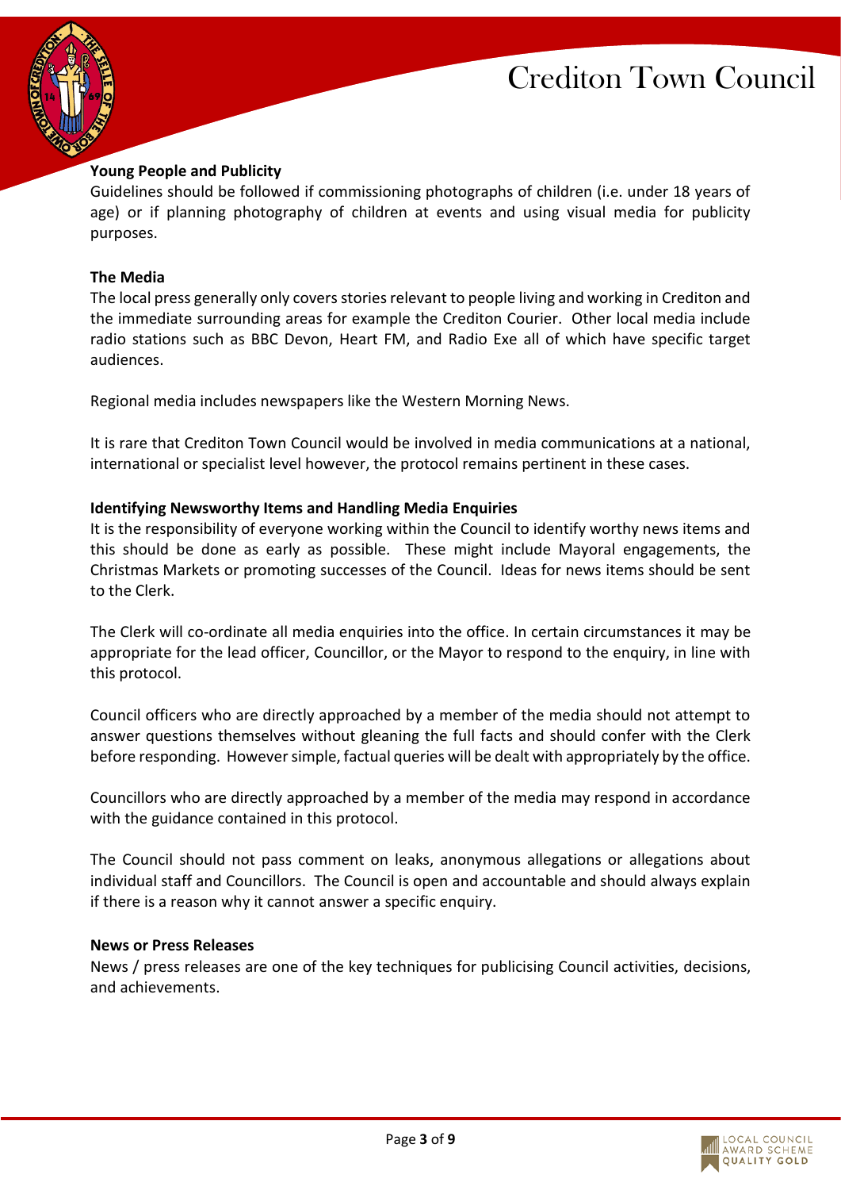**Young People and Publicity**

Guidelines should be followed if commissioning photographs of children (i.e. under 18 years of age) or if planning photography of children at events and using visual media for publicity purposes.

**The Media**

The local press generally only covers stories relevant to people living and working in Crediton and the immediate surrounding areas for example the Crediton Courier. Other local media include radio stations such as BBC Devon, Heart FM, and Radio Exe all of which have specific target audiences.

Regional media includes newspapers like the Western Morning News.

It is rare that Crediton Town Council would be involved in media communications at a national, international or specialist level however, the protocol remains pertinent in these cases.

**Identifying Newsworthy Items and Handling Media Enquiries**

It is the responsibility of everyone working within the Council to identify worthy news items and this should be done as early as possible. These might include Mayoral engagements, the Christmas Markets or promoting successes of the Council. Ideas for news items should be sent to the Clerk.

The Clerk will co-ordinate all media enquiries into the office. In certain circumstances it may be appropriate for the lead officer, Councillor, or the Mayor to respond to the enquiry, in line with this protocol.

Council officers who are directly approached by a member of the media should not attempt to answer questions themselves without gleaning the full facts and should confer with the Clerk before responding. However simple, factual queries will be dealt with appropriately by the office.

Councillors who are directly approached by a member of the media may respond in accordance with the guidance contained in this protocol.

The Council should not pass comment on leaks, anonymous allegations or allegations about individual staff and Councillors. The Council is open and accountable and should always explain if there is a reason why it cannot answer a specific enquiry.

**News or Press Releases**

News / press releases are one of the key techniques for publicising Council activities, decisions, and achievements.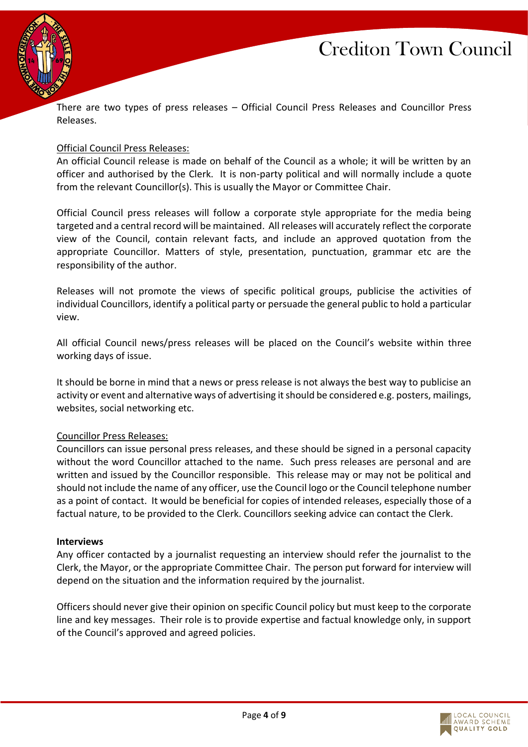There are two types of press releases – Official Council Press Releases and Councillor Press Releases.

Official Council Press Releases:

An official Council release is made on behalf of the Council as a whole; it will be written by an officer and authorised by the Clerk. It is non-party political and will normally include a quote from the relevant Councillor(s). This is usually the Mayor or Committee Chair.

Official Council press releases will follow a corporate style appropriate for the media being targeted and a central record will be maintained. All releases will accurately reflect the corporate view of the Council, contain relevant facts, and include an approved quotation from the appropriate Councillor. Matters of style, presentation, punctuation, grammar etc are the responsibility of the author.

Releases will not promote the views of specific political groups, publicise the activities of individual Councillors, identify a political party or persuade the general public to hold a particular view.

All official Council news/press releases will be placed on the Council's website within three working days of issue.

It should be borne in mind that a news or press release is not always the best way to publicise an activity or event and alternative ways of advertising it should be considered e.g. posters, mailings, websites, social networking etc.

Councillor Press Releases:

Councillors can issue personal press releases, and these should be signed in a personal capacity without the word Councillor attached to the name. Such press releases are personal and are written and issued by the Councillor responsible. This release may or may not be political and should not include the name of any officer, use the Council logo or the Council telephone number as a point of contact. It would be beneficial for copies of intended releases, especially those of a factual nature, to be provided to the Clerk. Councillors seeking advice can contact the Clerk.

**Interviews**

Any officer contacted by a journalist requesting an interview should refer the journalist to the Clerk, the Mayor, or the appropriate Committee Chair. The person put forward for interview will depend on the situation and the information required by the journalist.

Officers should never give their opinion on specific Council policy but must keep to the corporate line and key messages. Their role is to provide expertise and factual knowledge only, in support of the Council's approved and agreed policies.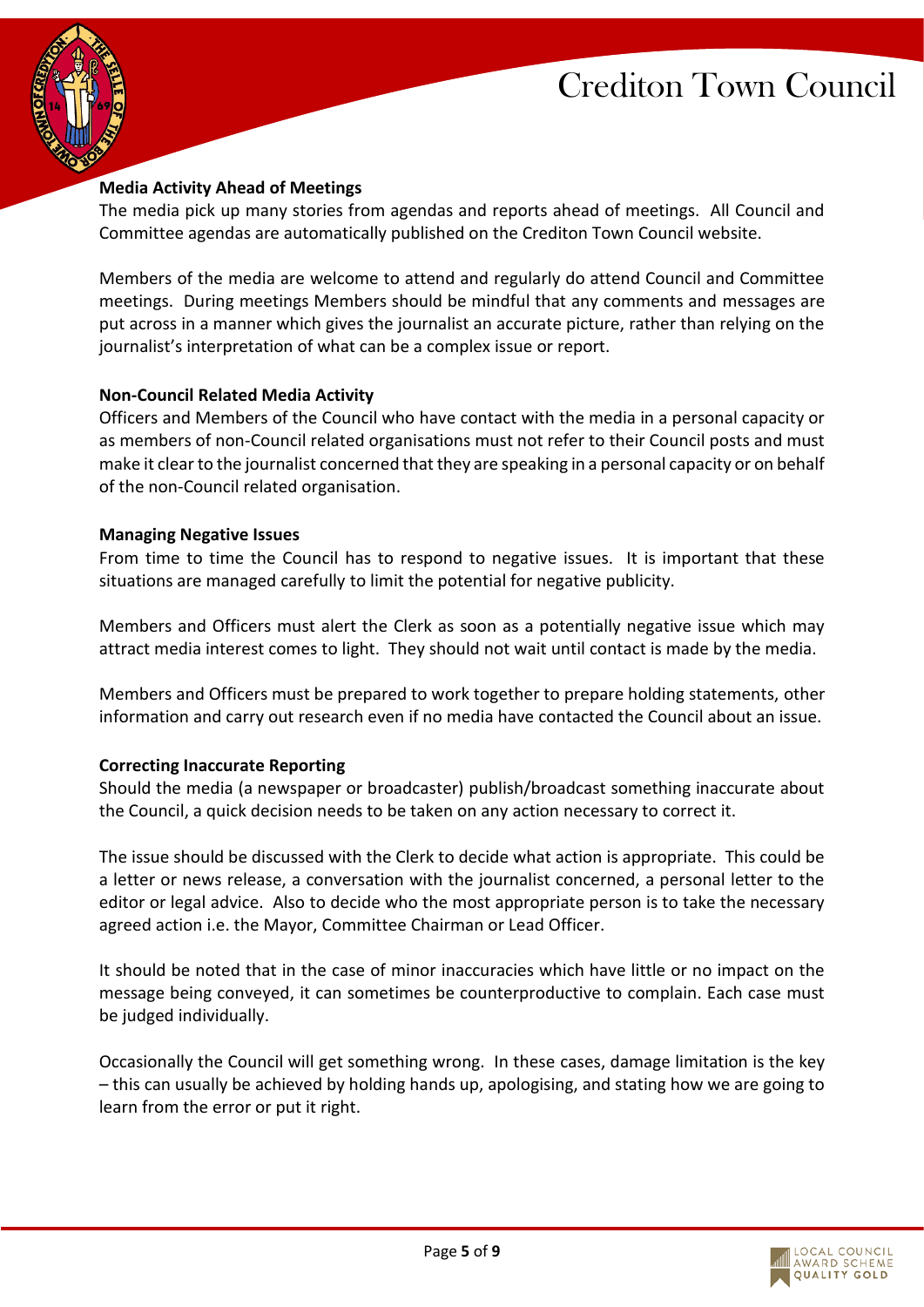**Media Activity Ahead of Meetings**

The media pick up many stories from agendas and reports ahead of meetings. All Council and Committee agendas are automatically published on the Crediton Town Council website.

Members of the media are welcome to attend and regularly do attend Council and Committee meetings. During meetings Members should be mindful that any comments and messages are put across in a manner which gives the journalist an accurate picture, rather than relying on the journalist's interpretation of what can be a complex issue or report.

**Non-Council Related Media Activity**

Officers and Members of the Council who have contact with the media in a personal capacity or as members of non-Council related organisations must not refer to their Council posts and must make it clear to the journalist concerned that they are speaking in a personal capacity or on behalf of the non-Council related organisation.

**Managing Negative Issues**

From time to time the Council has to respond to negative issues. It is important that these situations are managed carefully to limit the potential for negative publicity.

Members and Officers must alert the Clerk as soon as a potentially negative issue which may attract media interest comes to light. They should not wait until contact is made by the media.

Members and Officers must be prepared to work together to prepare holding statements, other information and carry out research even if no media have contacted the Council about an issue.

**Correcting Inaccurate Reporting**

Should the media (a newspaper or broadcaster) publish/broadcast something inaccurate about the Council, a quick decision needs to be taken on any action necessary to correct it.

The issue should be discussed with the Clerk to decide what action is appropriate. This could be a letter or news release, a conversation with the journalist concerned, a personal letter to the editor or legal advice. Also to decide who the most appropriate person is to take the necessary agreed action i.e. the Mayor, Committee Chairman or Lead Officer.

It should be noted that in the case of minor inaccuracies which have little or no impact on the message being conveyed, it can sometimes be counterproductive to complain. Each case must be judged individually.

Occasionally the Council will get something wrong. In these cases, damage limitation is the key – this can usually be achieved by holding hands up, apologising, and stating how we are going to learn from the error or put it right.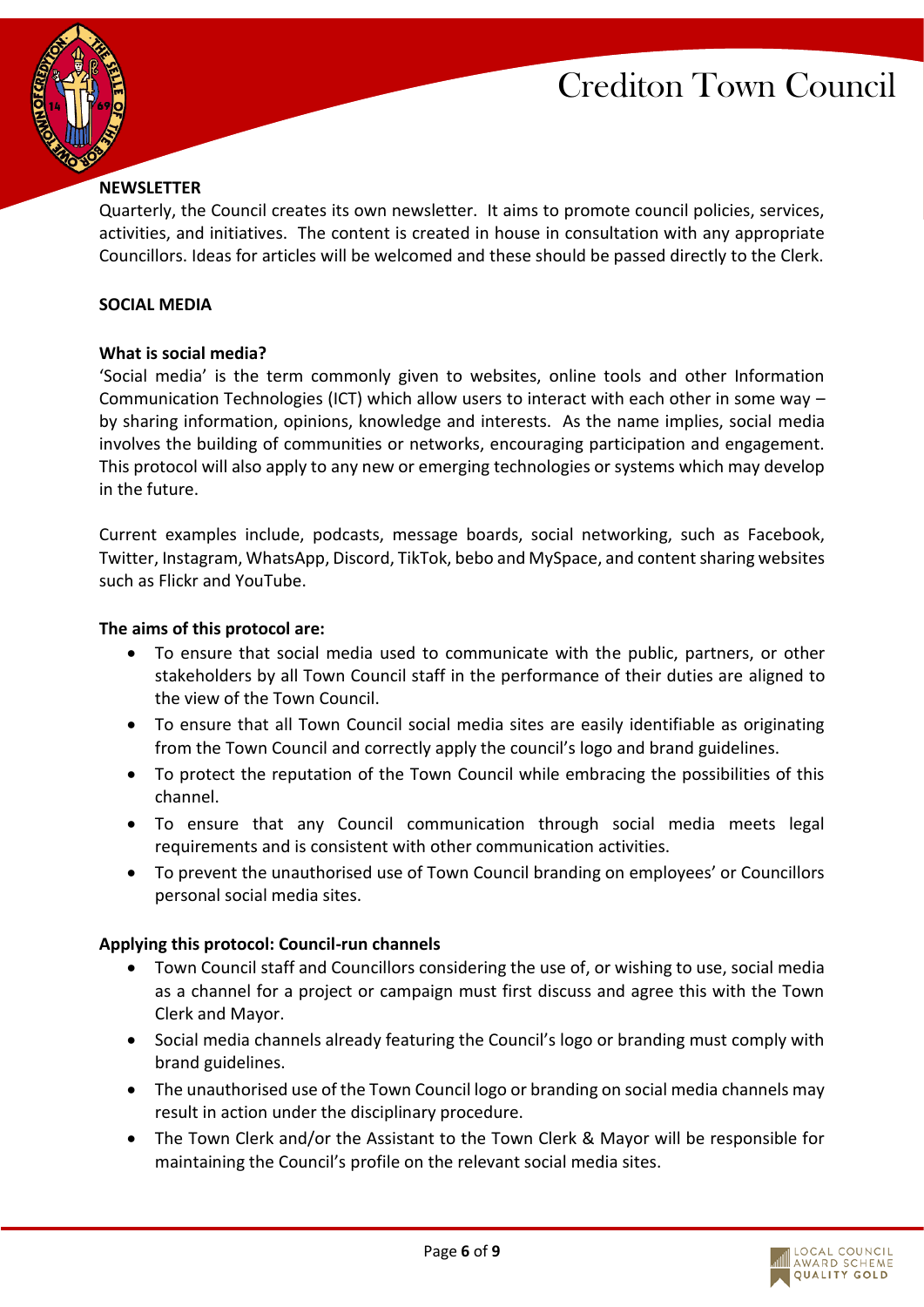## NEWSLETTER

Quarterly, the Council creates its own newsletter. It aims to promote council policies, services, activities, and initiatives. The content is created in house in consultation with any appropriate Councillors. Ideas for articles will be welcomed and these should be passed directly to the Clerk.

## SOCIAL MEDIA

### What is social media?

'Social media' is the term commonly given to websites, online tools and other Information Communication Technologies (ICT) which allow users to interact with each other in some way – by sharing information, opinions, knowledge and interests. As the name implies, social media involves the building of communities or networks, encouraging participation and engagement. This protocol will also apply to any new or emerging technologies or systems which may develop in the future.

Current examples include, podcasts, message boards, social networking, such as Facebook, Twitter, Instagram, WhatsApp, Discord, TikTok, bebo and MySpace, and content sharing websites such as Flickr and YouTube.

### The aims of this protocol are:

- To ensure that social media used to communicate with the public, partners, or other stakeholders by all Town Council staff in the performance of their duties are aligned to the view of the Town Council.
- To ensure that all Town Council social media sites are easily identifiable as originating from the Town Council and correctly apply the council's logo and brand guidelines.
- To protect the reputation of the Town Council while embracing the possibilities of this channel.
- To ensure that any Council communication through social media meets legal requirements and is consistent with other communication activities.
- To prevent the unauthorised use of Town Council branding on employees' or Councillors personal social media sites.

### Applying this protocol: Council-run channels

- Town Council staff and Councillors considering the use of, or wishing to use, social media as a channel for a project or campaign must first discuss and agree this with the Town Clerk and Mayor.
- Social media channels already featuring the Council's logo or branding must comply with brand guidelines.
- The unauthorised use of the Town Council logo or branding on social media channels may result in action under the disciplinary procedure.
- The Town Clerk and/or the Assistant to the Town Clerk & Mayor will be responsible for maintaining the Council's profile on the relevant social media sites.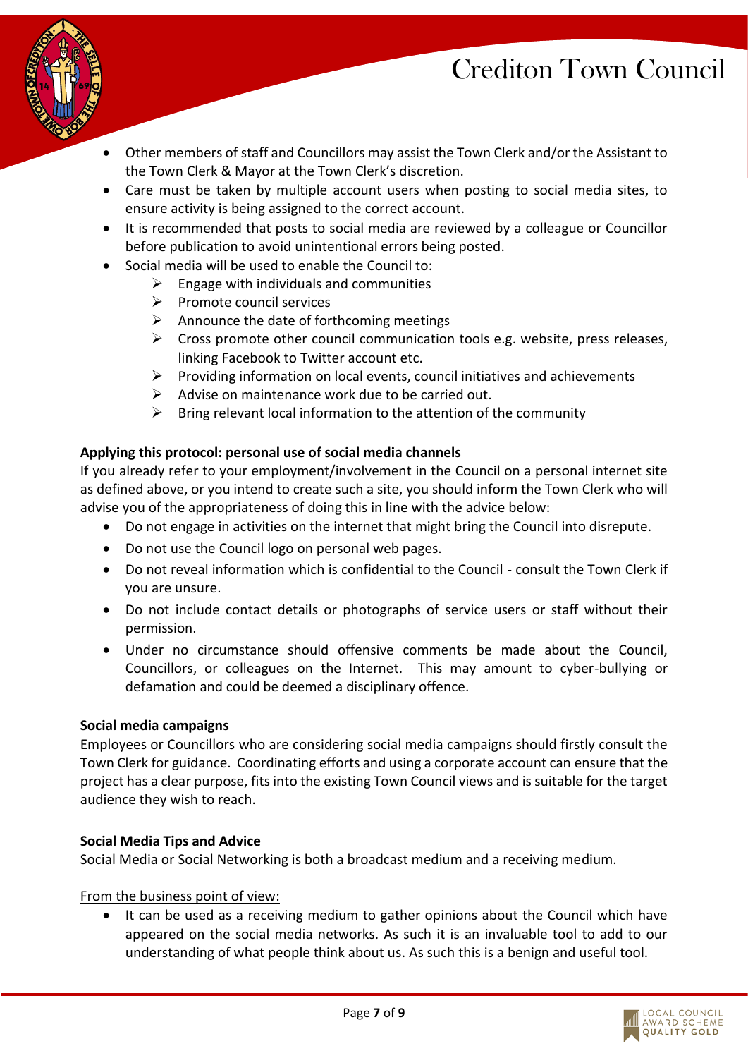- Other members of staff and Councillors may assist the Town Clerk and/or the Assistant to the Town Clerk & Mayor at the Town Clerk's discretion.
- Care must be taken by multiple account users when posting to social media sites, to ensure activity is being assigned to the correct account.
- It is recommended that posts to social media are reviewed by a colleague or Councillor before publication to avoid unintentional errors being posted.
- Social media will be used to enable the Council to:
    - Engage with individuals and communities
    - Promote council services
    - Announce the date of forthcoming meetings
    - Cross promote other council communication tools e.g. website, press releases, linking Facebook to Twitter account etc.
    - Providing information on local events, council initiatives and achievements
    - Advise on maintenance work due to be carried out.
    - Bring relevant local information to the attention of the community

**Applying this protocol: personal use of social media channels**

If you already refer to your employment/involvement in the Council on a personal internet site as defined above, or you intend to create such a site, you should inform the Town Clerk who will advise you of the appropriateness of doing this in line with the advice below:

- Do not engage in activities on the internet that might bring the Council into disrepute.
- Do not use the Council logo on personal web pages.
- Do not reveal information which is confidential to the Council - consult the Town Clerk if you are unsure.
- Do not include contact details or photographs of service users or staff without their permission.
- Under no circumstance should offensive comments be made about the Council, Councillors, or colleagues on the Internet. This may amount to cyber-bullying or defamation and could be deemed a disciplinary offence.

**Social media campaigns**

Employees or Councillors who are considering social media campaigns should firstly consult the Town Clerk for guidance. Coordinating efforts and using a corporate account can ensure that the project has a clear purpose, fits into the existing Town Council views and is suitable for the target audience they wish to reach.

**Social Media Tips and Advice**

Social Media or Social Networking is both a broadcast medium and a receiving medium.

<u>From the business point of view:</u>

- It can be used as a receiving medium to gather opinions about the Council which have appeared on the social media networks. As such it is an invaluable tool to add to our understanding of what people think about us. As such this is a benign and useful tool.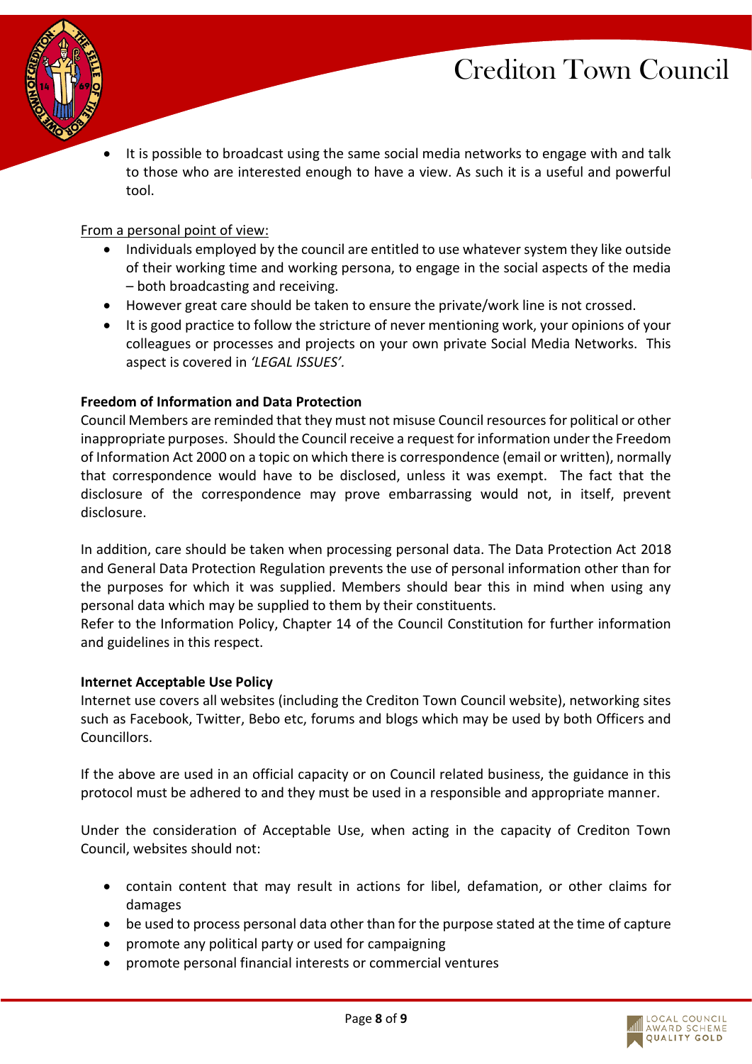- It is possible to broadcast using the same social media networks to engage with and talk to those who are interested enough to have a view. As such it is a useful and powerful tool.

From a personal point of view:

- Individuals employed by the council are entitled to use whatever system they like outside of their working time and working persona, to engage in the social aspects of the media – both broadcasting and receiving.
- However great care should be taken to ensure the private/work line is not crossed.
- It is good practice to follow the stricture of never mentioning work, your opinions of your colleagues or processes and projects on your own private Social Media Networks. This aspect is covered in *'LEGAL ISSUES'*.

**Freedom of Information and Data Protection**

Council Members are reminded that they must not misuse Council resources for political or other inappropriate purposes. Should the Council receive a request for information under the Freedom of Information Act 2000 on a topic on which there is correspondence (email or written), normally that correspondence would have to be disclosed, unless it was exempt. The fact that the disclosure of the correspondence may prove embarrassing would not, in itself, prevent disclosure.

In addition, care should be taken when processing personal data. The Data Protection Act 2018 and General Data Protection Regulation prevents the use of personal information other than for the purposes for which it was supplied. Members should bear this in mind when using any personal data which may be supplied to them by their constituents.
Refer to the Information Policy, Chapter 14 of the Council Constitution for further information and guidelines in this respect.

**Internet Acceptable Use Policy**

Internet use covers all websites (including the Crediton Town Council website), networking sites such as Facebook, Twitter, Bebo etc, forums and blogs which may be used by both Officers and Councillors.

If the above are used in an official capacity or on Council related business, the guidance in this protocol must be adhered to and they must be used in a responsible and appropriate manner.

Under the consideration of Acceptable Use, when acting in the capacity of Crediton Town Council, websites should not:

- contain content that may result in actions for libel, defamation, or other claims for damages
- be used to process personal data other than for the purpose stated at the time of capture
- promote any political party or used for campaigning
- promote personal financial interests or commercial ventures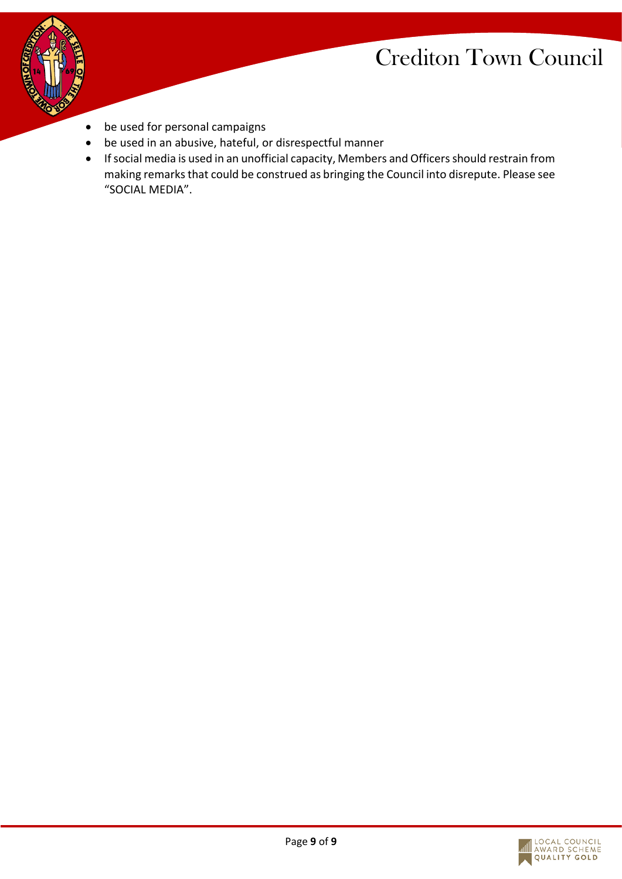- be used for personal campaigns
- be used in an abusive, hateful, or disrespectful manner
- If social media is used in an unofficial capacity, Members and Officers should restrain from making remarks that could be construed as bringing the Council into disrepute. Please see "SOCIAL MEDIA".